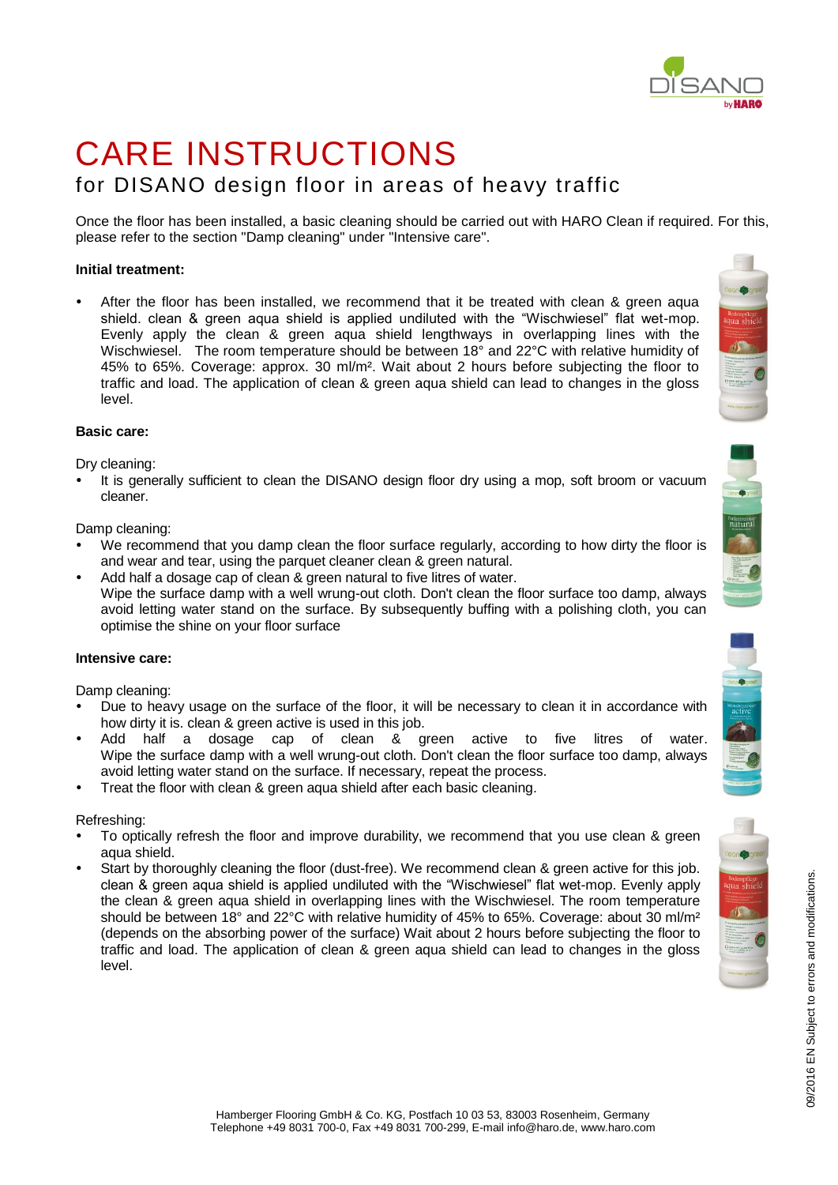# CARE INSTRUCTIONS

## for DISANO design floor in areas of heavy traffic

Once the floor has been installed, a basic cleaning should be carried out with HARO Clean if required. For this, please refer to the section "Damp cleaning" under "Intensive care".

**Initial treatment:**

- After the floor has been installed, we recommend that it be treated with clean & green aqua shield. clean & green aqua shield is applied undiluted with the "Wischwiesel" flat wet-mop. Evenly apply the clean & green aqua shield lengthways in overlapping lines with the Wischwiesel. The room temperature should be between 18° and 22°C with relative humidity of 45% to 65%. Coverage: approx. 30 ml/m². Wait about 2 hours before subjecting the floor to traffic and load. The application of clean & green aqua shield can lead to changes in the gloss level.

**Basic care:**

Dry cleaning:

- It is generally sufficient to clean the DISANO design floor dry using a mop, soft broom or vacuum cleaner.

Damp cleaning:

- We recommend that you damp clean the floor surface regularly, according to how dirty the floor is and wear and tear, using the parquet cleaner clean & green natural.
- Add half a dosage cap of clean & green natural to five litres of water.
  Wipe the surface damp with a well wrung-out cloth. Don't clean the floor surface too damp, always avoid letting water stand on the surface. By subsequently buffing with a polishing cloth, you can optimise the shine on your floor surface

**Intensive care:**

Damp cleaning:

- Due to heavy usage on the surface of the floor, it will be necessary to clean it in accordance with how dirty it is. clean & green active is used in this job.
- Add half a dosage cap of clean & green active to five litres of water. Wipe the surface damp with a well wrung-out cloth. Don't clean the floor surface too damp, always avoid letting water stand on the surface. If necessary, repeat the process.
- Treat the floor with clean & green aqua shield after each basic cleaning.

Refreshing:

- To optically refresh the floor and improve durability, we recommend that you use clean & green aqua shield.
- Start by thoroughly cleaning the floor (dust-free). We recommend clean & green active for this job. clean & green aqua shield is applied undiluted with the "Wischwiesel" flat wet-mop. Evenly apply the clean & green aqua shield in overlapping lines with the Wischwiesel. The room temperature should be between 18° and 22°C with relative humidity of 45% to 65%. Coverage: about 30 ml/m² (depends on the absorbing power of the surface) Wait about 2 hours before subjecting the floor to traffic and load. The application of clean & green aqua shield can lead to changes in the gloss level.

Hamberger Flooring GmbH & Co. KG, Postfach 10 03 53, 83003 Rosenheim, Germany
Telephone +49 8031 700-0, Fax +49 8031 700-299, E-mail info@haro.de, www.haro.com

09/2016 EN Subject to errors and modifications.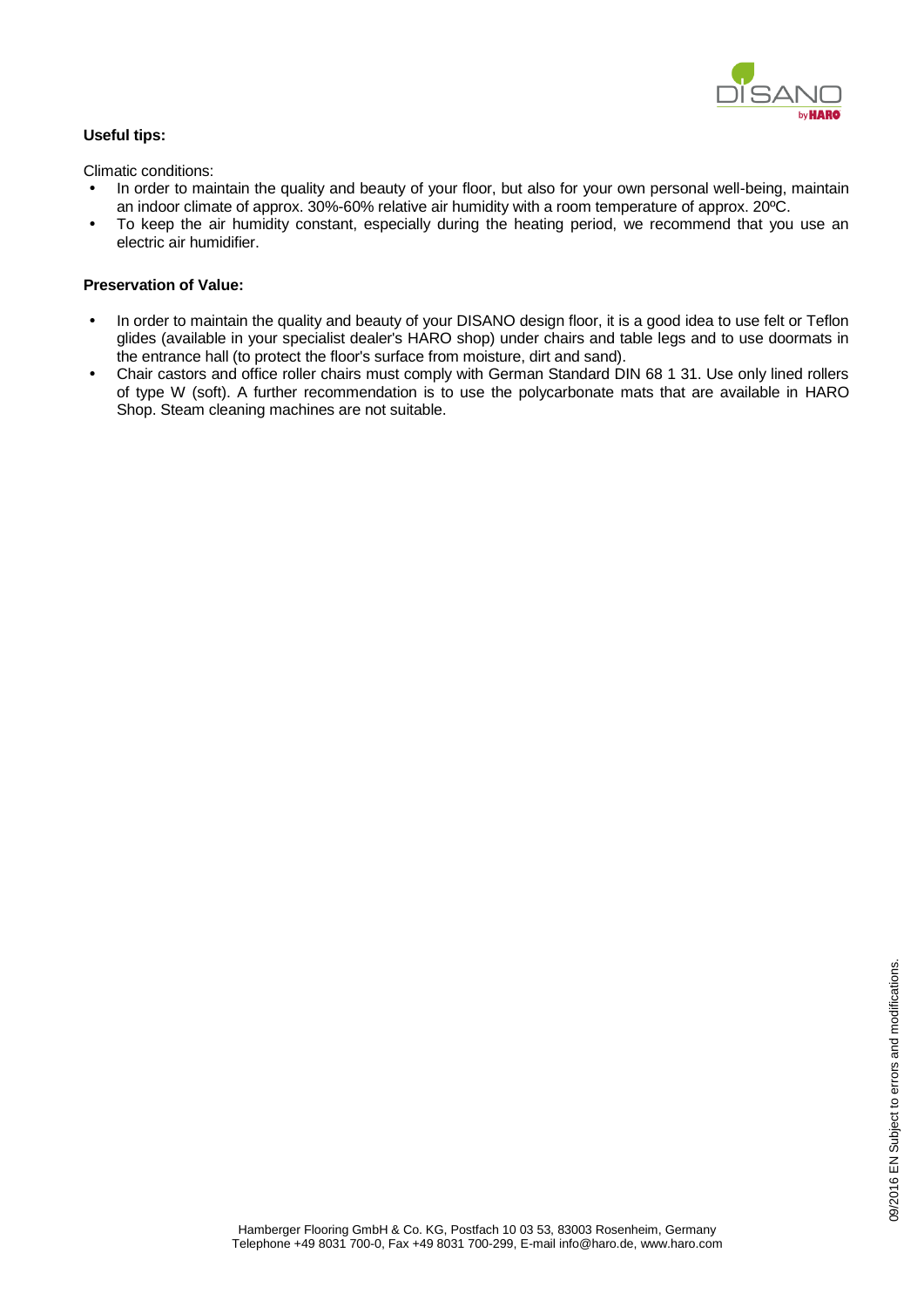**Useful tips:**

Climatic conditions:

- In order to maintain the quality and beauty of your floor, but also for your own personal well-being, maintain an indoor climate of approx. 30%-60% relative air humidity with a room temperature of approx. 20ºC.
- To keep the air humidity constant, especially during the heating period, we recommend that you use an electric air humidifier.

**Preservation of Value:**

- In order to maintain the quality and beauty of your DISANO design floor, it is a good idea to use felt or Teflon glides (available in your specialist dealer's HARO shop) under chairs and table legs and to use doormats in the entrance hall (to protect the floor's surface from moisture, dirt and sand).
- Chair castors and office roller chairs must comply with German Standard DIN 68 1 31. Use only lined rollers of type W (soft). A further recommendation is to use the polycarbonate mats that are available in HARO Shop. Steam cleaning machines are not suitable.

09/2016 EN Subject to errors and modifications.

Hamberger Flooring GmbH & Co. KG, Postfach 10 03 53, 83003 Rosenheim, Germany
Telephone +49 8031 700-0, Fax +49 8031 700-299, E-mail info@haro.de, www.haro.com